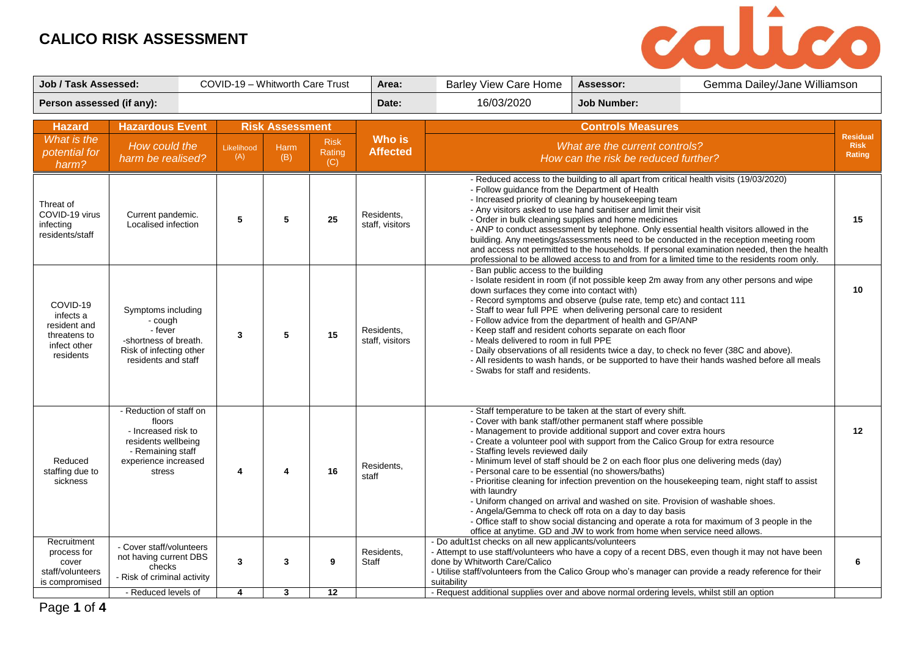# CALICO RISK ASSESSMENT

| Job / Task Assessed: | COVID-19 – Whitworth Care Trust | Area: | Barley View Care Home | Assessor: | Gemma Dailey/Jane Williamson |
|---|---|---|---|---|---|
| Person assessed (if any): | | Date: | 16/03/2020 | Job Number: | |

| Hazard | Hazardous Event | Risk Assessment | | | Who is Affected | Controls Measures | Residual Risk Rating |
|---|---|---|---|---|---|---|---|
| *What is the potential for harm?* | *How could the harm be realised?* | Likelihood (A) | Harm (B) | Risk Rating (C) | | *What are the current controls? How can the risk be reduced further?* | |
| Threat of COVID-19 virus infecting residents/staff | Current pandemic. Localised infection | 5 | 5 | 25 | Residents, staff, visitors | - Reduced access to the building to all apart from critical health visits (19/03/2020)<br>- Follow guidance from the Department of Health<br>- Increased priority of cleaning by housekeeping team<br>- Any visitors asked to use hand sanitiser and limit their visit<br>- Order in bulk cleaning supplies and home medicines<br>- ANP to conduct assessment by telephone. Only essential health visitors allowed in the building. Any meetings/assessments need to be conducted in the reception meeting room and access not permitted to the households. If personal examination needed, then the health professional to be allowed access to and from for a limited time to the residents room only. | 15 |
| COVID-19 infects a resident and threatens to infect other residents | Symptoms including<br>- cough<br>- fever<br>-shortness of breath.<br>Risk of infecting other residents and staff | 3 | 5 | 15 | Residents, staff, visitors | - Ban public access to the building<br>- Isolate resident in room (if not possible keep 2m away from any other persons and wipe down surfaces they come into contact with)<br>- Record symptoms and observe (pulse rate, temp etc) and contact 111<br>- Staff to wear full PPE when delivering personal care to resident<br>- Follow advice from the department of health and GP/ANP<br>- Keep staff and resident cohorts separate on each floor<br>- Meals delivered to room in full PPE<br>- Daily observations of all residents twice a day, to check no fever (38C and above).<br>- All residents to wash hands, or be supported to have their hands washed before all meals<br>- Swabs for staff and residents. | 10 |
| Reduced staffing due to sickness | - Reduction of staff on floors<br>- Increased risk to residents wellbeing<br>- Remaining staff experience increased stress | 4 | 4 | 16 | Residents, staff | - Staff temperature to be taken at the start of every shift.<br>- Cover with bank staff/other permanent staff where possible<br>- Management to provide additional support and cover extra hours<br>- Create a volunteer pool with support from the Calico Group for extra resource<br>- Staffing levels reviewed daily<br>- Minimum level of staff should be 2 on each floor plus one delivering meds (day)<br>- Personal care to be essential (no showers/baths)<br>- Prioritise cleaning for infection prevention on the housekeeping team, night staff to assist with laundry<br>- Uniform changed on arrival and washed on site. Provision of washable shoes.<br>- Angela/Gemma to check off rota on a day to day basis<br>- Office staff to show social distancing and operate a rota for maximum of 3 people in the office at anytime. GD and JW to work from home when service need allows. | 12 |
| Recruitment process for cover staff/volunteers is compromised | - Cover staff/volunteers not having current DBS checks<br>- Risk of criminal activity | 3 | 3 | 9 | Residents, Staff | - Do adult1st checks on all new applicants/volunteers<br>- Attempt to use staff/volunteers who have a copy of a recent DBS, even though it may not have been done by Whitworth Care/Calico<br>- Utilise staff/volunteers from the Calico Group who's manager can provide a ready reference for their suitability | 6 |
| | - Reduced levels of | 4 | 3 | 12 | | - Request additional supplies over and above normal ordering levels, whilst still an option | |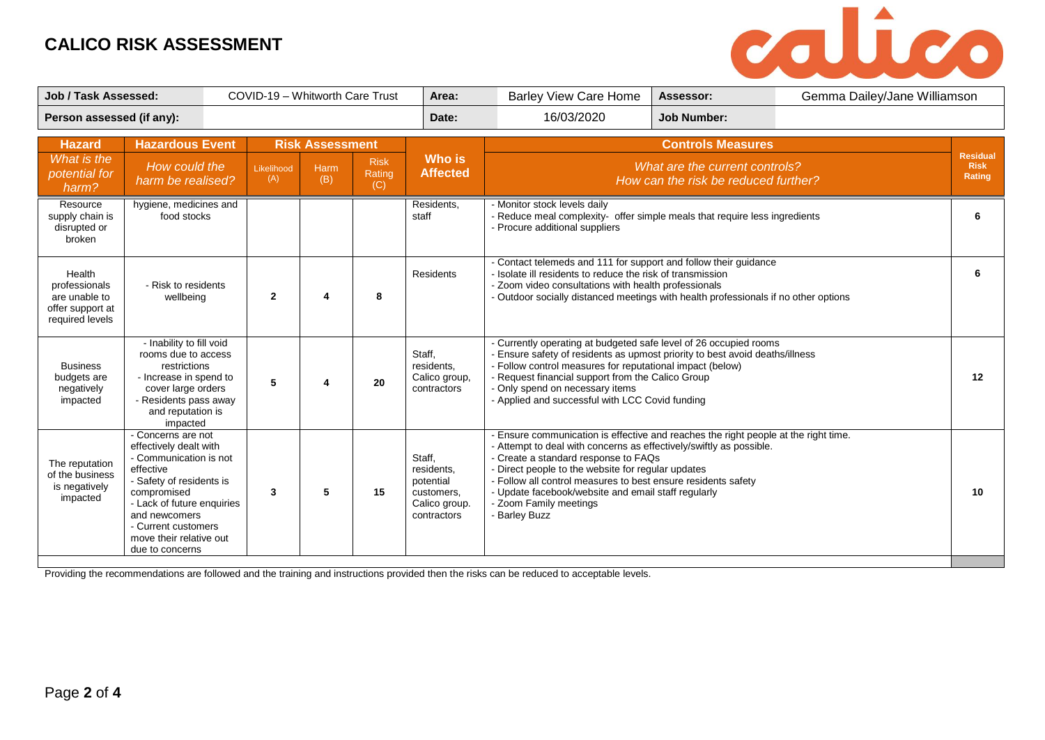# CALICO RISK ASSESSMENT

| Job / Task Assessed: | COVID-19 – Whitworth Care Trust | Area: | Barley View Care Home | Assessor: | Gemma Dailey/Jane Williamson |
|---|---|---|---|---|---|
| **Person assessed (if any):** | | **Date:** | 16/03/2020 | **Job Number:** | |

| Hazard | Hazardous Event | Risk Assessment | | | Who is Affected | Controls Measures | Residual Risk Rating |
|---|---|---|---|---|---|---|---|
| *What is the potential for harm?* | *How could the harm be realised?* | Likelihood (A) | Harm (B) | Risk Rating (C) | | *What are the current controls? How can the risk be reduced further?* | |
| Resource supply chain is disrupted or broken | hygiene, medicines and food stocks | | | | Residents, staff | - Monitor stock levels daily<br>- Reduce meal complexity- offer simple meals that require less ingredients<br>- Procure additional suppliers | 6 |
| Health professionals are unable to offer support at required levels | - Risk to residents wellbeing | 2 | 4 | 8 | Residents | - Contact telemeds and 111 for support and follow their guidance<br>- Isolate ill residents to reduce the risk of transmission<br>- Zoom video consultations with health professionals<br>- Outdoor socially distanced meetings with health professionals if no other options | 6 |
| Business budgets are negatively impacted | - Inability to fill void rooms due to access restrictions<br>- Increase in spend to cover large orders<br>- Residents pass away and reputation is impacted | 5 | 4 | 20 | Staff, residents, Calico group, contractors | - Currently operating at budgeted safe level of 26 occupied rooms<br>- Ensure safety of residents as upmost priority to best avoid deaths/illness<br>- Follow control measures for reputational impact (below)<br>- Request financial support from the Calico Group<br>- Only spend on necessary items<br>- Applied and successful with LCC Covid funding | 12 |
| The reputation of the business is negatively impacted | - Concerns are not effectively dealt with<br>- Communication is not effective<br>- Safety of residents is compromised<br>- Lack of future enquiries and newcomers<br>- Current customers move their relative out due to concerns | 3 | 5 | 15 | Staff, residents, potential customers, Calico group. contractors | - Ensure communication is effective and reaches the right people at the right time.<br>- Attempt to deal with concerns as effectively/swiftly as possible.<br>- Create a standard response to FAQs<br>- Direct people to the website for regular updates<br>- Follow all control measures to best ensure residents safety<br>- Update facebook/website and email staff regularly<br>- Zoom Family meetings<br>- Barley Buzz | 10 |

Providing the recommendations are followed and the training and instructions provided then the risks can be reduced to acceptable levels.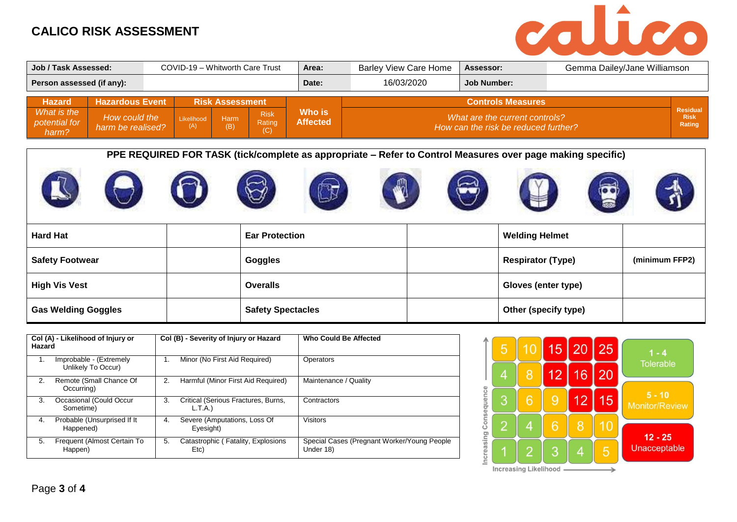# CALICO RISK ASSESSMENT

| Job / Task Assessed: | COVID-19 – Whitworth Care Trust | Area: | Barley View Care Home | Assessor: | Gemma Dailey/Jane Williamson |
|---|---|---|---|---|---|
| Person assessed (if any): | | Date: | 16/03/2020 | Job Number: | |

| Hazard | Hazardous Event | Risk Assessment | | | Who is Affected | Controls Measures | Residual Risk Rating |
|---|---|---|---|---|---|---|---|
| *What is the potential for harm?* | *How could the harm be realised?* | Likelihood (A) | Harm (B) | Risk Rating (C) | | *What are the current controls? How can the risk be reduced further?* | |

**PPE REQUIRED FOR TASK (tick/complete as appropriate – Refer to Control Measures over page making specific)**

| | | | | | |
|---|---|---|---|---|---|
| **Hard Hat** | | **Ear Protection** | | **Welding Helmet** | |
| **Safety Footwear** | | **Goggles** | | **Respirator (Type)** | **(minimum FFP2)** |
| **High Vis Vest** | | **Overalls** | | **Gloves (enter type)** | |
| **Gas Welding Goggles** | | **Safety Spectacles** | | **Other (specify type)** | |

| Col (A) - Likelihood of Injury or Hazard | Col (B) - Severity of Injury or Hazard | Who Could Be Affected |
|---|---|---|
| 1. Improbable - (Extremely Unlikely To Occur) | 1. Minor (No First Aid Required) | Operators |
| 2. Remote (Small Chance Of Occurring) | 2. Harmful (Minor First Aid Required) | Maintenance / Quality |
| 3. Occasional (Could Occur Sometime) | 3. Critical (Serious Fractures, Burns, L.T.A.) | Contractors |
| 4. Probable (Unsurprised If It Happened) | 4. Severe (Amputations, Loss Of Eyesight) | Visitors |
| 5. Frequent (Almost Certain To Happen) | 5. Catastrophic ( Fatality, Explosions Etc) | Special Cases (Pregnant Worker/Young People Under 18) |

| Increasing Consequence ↑ | | | | | |
|---|---|---|---|---|---|
| | 5 | 10 | 15 | 20 | 25 |
| | 4 | 8 | 12 | 16 | 20 |
| | 3 | 6 | 9 | 12 | 15 |
| | 2 | 4 | 6 | 8 | 10 |
| | 1 | 2 | 3 | 4 | 5 |
| | Increasing Likelihood → | | | | |

- **1 - 4** Tolerable
- **5 - 10** Monitor/Review
- **12 - 25** Unacceptable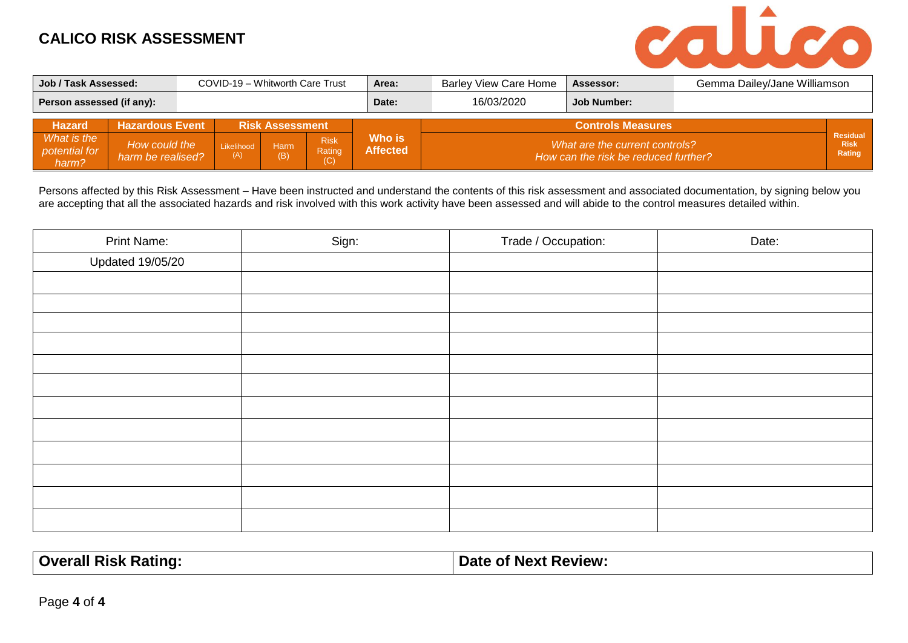## CALICO RISK ASSESSMENT

| Job / Task Assessed: | COVID-19 – Whitworth Care Trust | Area: | Barley View Care Home | Assessor: | Gemma Dailey/Jane Williamson |
|---|---|---|---|---|---|
| Person assessed (if any): | | Date: | 16/03/2020 | Job Number: | |

| Hazard | Hazardous Event | Risk Assessment | | | Who is Affected | Controls Measures | Residual Risk Rating |
|---|---|---|---|---|---|---|---|
| *What is the potential for harm?* | *How could the harm be realised?* | Likelihood (A) | Harm (B) | Risk Rating (C) | | *What are the current controls? How can the risk be reduced further?* | |

Persons affected by this Risk Assessment – Have been instructed and understand the contents of this risk assessment and associated documentation, by signing below you are accepting that all the associated hazards and risk involved with this work activity have been assessed and will abide to the control measures detailed within.

| Print Name: | Sign: | Trade / Occupation: | Date: |
|---|---|---|---|
| Updated 19/05/20 | | | |
| | | | |
| | | | |
| | | | |
| | | | |
| | | | |
| | | | |
| | | | |
| | | | |
| | | | |
| | | | |
| | | | |
| | | | |

| Overall Risk Rating: | Date of Next Review: |
|---|---|